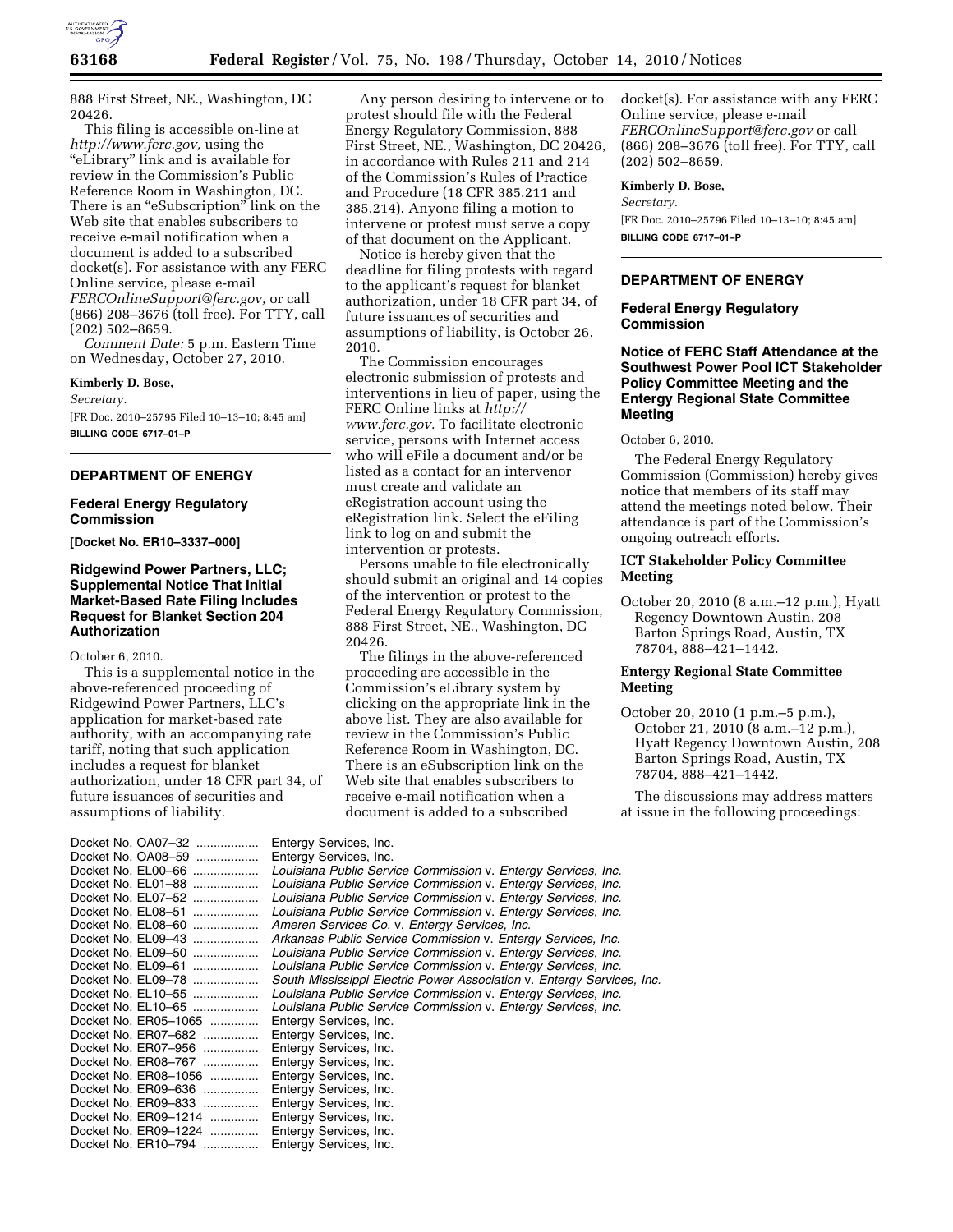888 First Street, NE., Washington, DC 20426.

This filing is accessible on-line at *http://www.ferc.gov,* using the "eLibrary" link and is available for review in the Commission's Public Reference Room in Washington, DC. There is an "eSubscription" link on the Web site that enables subscribers to receive e-mail notification when a document is added to a subscribed docket(s). For assistance with any FERC Online service, please e-mail *FERCOnlineSupport@ferc.gov,* or call (866) 208–3676 (toll free). For TTY, call (202) 502–8659.

*Comment Date:* 5 p.m. Eastern Time on Wednesday, October 27, 2010.

**Kimberly D. Bose,**

*Secretary.*

[FR Doc. 2010–25795 Filed 10–13–10; 8:45 am]

**BILLING CODE 6717–01–P**

## DEPARTMENT OF ENERGY

### Federal Energy Regulatory Commission

**[Docket No. ER10–3337–000]**

### Ridgewind Power Partners, LLC; Supplemental Notice That Initial Market-Based Rate Filing Includes Request for Blanket Section 204 Authorization

October 6, 2010.

This is a supplemental notice in the above-referenced proceeding of Ridgewind Power Partners, LLC's application for market-based rate authority, with an accompanying rate tariff, noting that such application includes a request for blanket authorization, under 18 CFR part 34, of future issuances of securities and assumptions of liability.

Any person desiring to intervene or to protest should file with the Federal Energy Regulatory Commission, 888 First Street, NE., Washington, DC 20426, in accordance with Rules 211 and 214 of the Commission's Rules of Practice and Procedure (18 CFR 385.211 and 385.214). Anyone filing a motion to intervene or protest must serve a copy of that document on the Applicant.

Notice is hereby given that the deadline for filing protests with regard to the applicant's request for blanket authorization, under 18 CFR part 34, of future issuances of securities and assumptions of liability, is October 26, 2010.

The Commission encourages electronic submission of protests and interventions in lieu of paper, using the FERC Online links at *http://www.ferc.gov.* To facilitate electronic service, persons with Internet access who will eFile a document and/or be listed as a contact for an intervenor must create and validate an eRegistration account using the eRegistration link. Select the eFiling link to log on and submit the intervention or protests.

Persons unable to file electronically should submit an original and 14 copies of the intervention or protest to the Federal Energy Regulatory Commission, 888 First Street, NE., Washington, DC 20426.

The filings in the above-referenced proceeding are accessible in the Commission's eLibrary system by clicking on the appropriate link in the above list. They are also available for review in the Commission's Public Reference Room in Washington, DC. There is an eSubscription link on the Web site that enables subscribers to receive e-mail notification when a document is added to a subscribed docket(s). For assistance with any FERC Online service, please e-mail *FERCOnlineSupport@ferc.gov* or call (866) 208–3676 (toll free). For TTY, call (202) 502–8659.

**Kimberly D. Bose,**

*Secretary.*

[FR Doc. 2010–25796 Filed 10–13–10; 8:45 am]

**BILLING CODE 6717–01–P**

## DEPARTMENT OF ENERGY

### Federal Energy Regulatory Commission

### Notice of FERC Staff Attendance at the Southwest Power Pool ICT Stakeholder Policy Committee Meeting and the Entergy Regional State Committee Meeting

October 6, 2010.

The Federal Energy Regulatory Commission (Commission) hereby gives notice that members of its staff may attend the meetings noted below. Their attendance is part of the Commission's ongoing outreach efforts.

#### ICT Stakeholder Policy Committee Meeting

October 20, 2010 (8 a.m.–12 p.m.), Hyatt Regency Downtown Austin, 208 Barton Springs Road, Austin, TX 78704, 888–421–1442.

#### Entergy Regional State Committee Meeting

October 20, 2010 (1 p.m.–5 p.m.), October 21, 2010 (8 a.m.–12 p.m.), Hyatt Regency Downtown Austin, 208 Barton Springs Road, Austin, TX 78704, 888–421–1442.

The discussions may address matters at issue in the following proceedings:

| Docket No. | Party |
|---|---|
| Docket No. OA07–32 | Entergy Services, Inc. |
| Docket No. OA08–59 | Entergy Services, Inc. |
| Docket No. EL00–66 | *Louisiana Public Service Commission* v. *Entergy Services, Inc.* |
| Docket No. EL01–88 | *Louisiana Public Service Commission* v. *Entergy Services, Inc.* |
| Docket No. EL07–52 | *Louisiana Public Service Commission* v. *Entergy Services, Inc.* |
| Docket No. EL08–51 | *Louisiana Public Service Commission* v. *Entergy Services, Inc.* |
| Docket No. EL08–60 | *Ameren Services Co.* v. *Entergy Services, Inc.* |
| Docket No. EL09–43 | *Arkansas Public Service Commission* v. *Entergy Services, Inc.* |
| Docket No. EL09–50 | *Louisiana Public Service Commission* v. *Entergy Services, Inc.* |
| Docket No. EL09–61 | *Louisiana Public Service Commission* v. *Entergy Services, Inc.* |
| Docket No. EL09–78 | *South Mississippi Electric Power Association* v. *Entergy Services, Inc.* |
| Docket No. EL10–55 | *Louisiana Public Service Commission* v. *Entergy Services, Inc.* |
| Docket No. EL10–65 | *Louisiana Public Service Commission* v. *Entergy Services, Inc.* |
| Docket No. ER05–1065 | Entergy Services, Inc. |
| Docket No. ER07–682 | Entergy Services, Inc. |
| Docket No. ER07–956 | Entergy Services, Inc. |
| Docket No. ER08–767 | Entergy Services, Inc. |
| Docket No. ER08–1056 | Entergy Services, Inc. |
| Docket No. ER09–636 | Entergy Services, Inc. |
| Docket No. ER09–833 | Entergy Services, Inc. |
| Docket No. ER09–1214 | Entergy Services, Inc. |
| Docket No. ER09–1224 | Entergy Services, Inc. |
| Docket No. ER10–794 | Entergy Services, Inc. |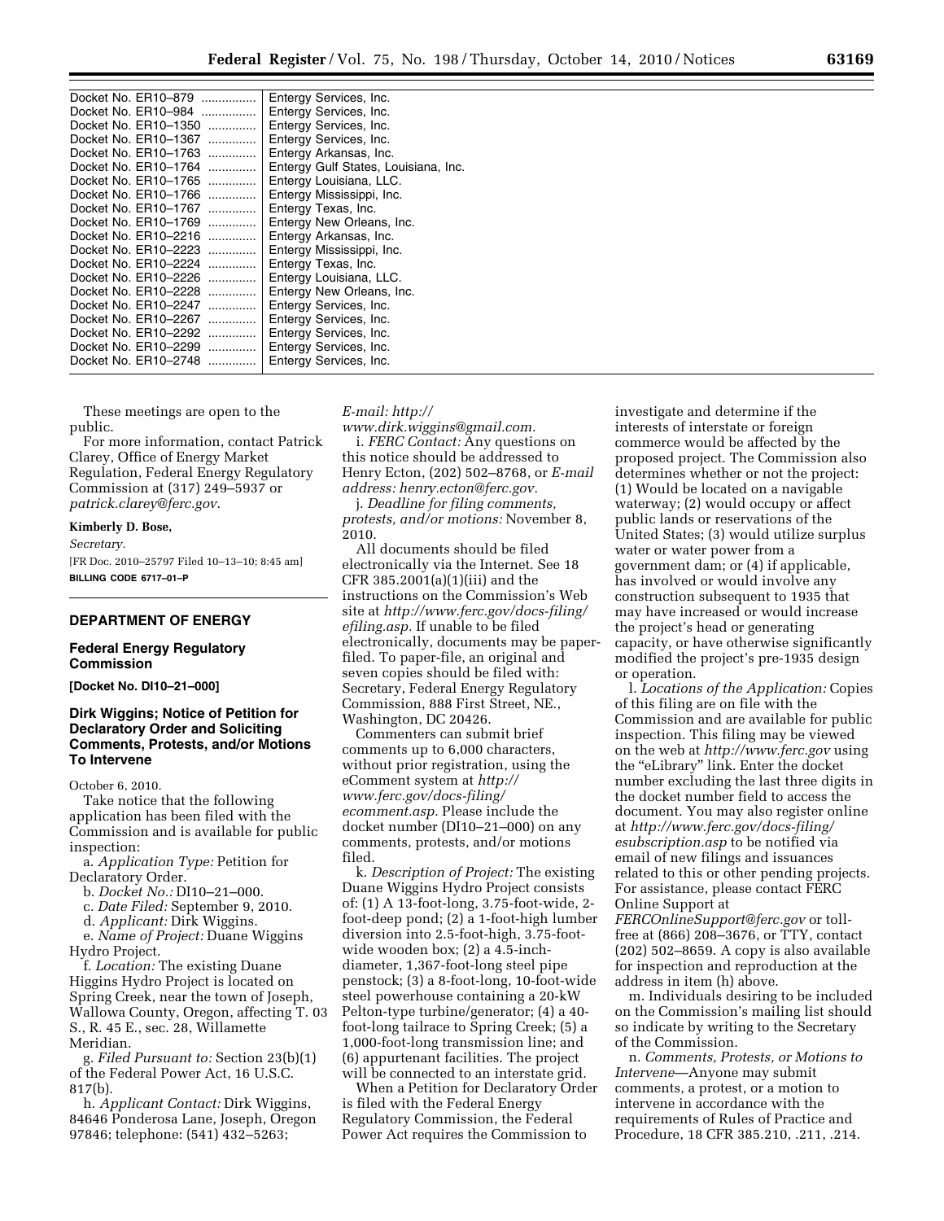| | |
|---|---|
| Docket No. ER10–879 | Entergy Services, Inc. |
| Docket No. ER10–984 | Entergy Services, Inc. |
| Docket No. ER10–1350 | Entergy Services, Inc. |
| Docket No. ER10–1367 | Entergy Services, Inc. |
| Docket No. ER10–1763 | Entergy Arkansas, Inc. |
| Docket No. ER10–1764 | Entergy Gulf States, Louisiana, Inc. |
| Docket No. ER10–1765 | Entergy Louisiana, LLC. |
| Docket No. ER10–1766 | Entergy Mississippi, Inc. |
| Docket No. ER10–1767 | Entergy Texas, Inc. |
| Docket No. ER10–1769 | Entergy New Orleans, Inc. |
| Docket No. ER10–2216 | Entergy Arkansas, Inc. |
| Docket No. ER10–2223 | Entergy Mississippi, Inc. |
| Docket No. ER10–2224 | Entergy Texas, Inc. |
| Docket No. ER10–2226 | Entergy Louisiana, LLC. |
| Docket No. ER10–2228 | Entergy New Orleans, Inc. |
| Docket No. ER10–2247 | Entergy Services, Inc. |
| Docket No. ER10–2267 | Entergy Services, Inc. |
| Docket No. ER10–2292 | Entergy Services, Inc. |
| Docket No. ER10–2299 | Entergy Services, Inc. |
| Docket No. ER10–2748 | Entergy Services, Inc. |

These meetings are open to the public.

For more information, contact Patrick Clarey, Office of Energy Market Regulation, Federal Energy Regulatory Commission at (317) 249–5937 or *patrick.clarey@ferc.gov*.

**Kimberly D. Bose,**

*Secretary.*

[FR Doc. 2010–25797 Filed 10–13–10; 8:45 am]

**BILLING CODE 6717–01–P**

## DEPARTMENT OF ENERGY

### Federal Energy Regulatory Commission

**[Docket No. DI10–21–000]**

### Dirk Wiggins; Notice of Petition for Declaratory Order and Soliciting Comments, Protests, and/or Motions To Intervene

October 6, 2010.

Take notice that the following application has been filed with the Commission and is available for public inspection:

a. *Application Type:* Petition for Declaratory Order.

b. *Docket No.:* DI10–21–000.

c. *Date Filed:* September 9, 2010.

d. *Applicant:* Dirk Wiggins.

e. *Name of Project:* Duane Wiggins Hydro Project.

f. *Location:* The existing Duane Higgins Hydro Project is located on Spring Creek, near the town of Joseph, Wallowa County, Oregon, affecting T. 03 S., R. 45 E., sec. 28, Willamette Meridian.

g. *Filed Pursuant to:* Section 23(b)(1) of the Federal Power Act, 16 U.S.C. 817(b).

h. *Applicant Contact:* Dirk Wiggins, 84646 Ponderosa Lane, Joseph, Oregon 97846; telephone: (541) 432–5263; *E-mail: http://www.dirk.wiggins@gmail.com.*

i. *FERC Contact:* Any questions on this notice should be addressed to Henry Ecton, (202) 502–8768, or *E-mail address: henry.ecton@ferc.gov.*

j. *Deadline for filing comments, protests, and/or motions:* November 8, 2010.

All documents should be filed electronically via the Internet. See 18 CFR 385.2001(a)(1)(iii) and the instructions on the Commission's Web site at *http://www.ferc.gov/docs-filing/efiling.asp.* If unable to be filed electronically, documents may be paper-filed. To paper-file, an original and seven copies should be filed with: Secretary, Federal Energy Regulatory Commission, 888 First Street, NE., Washington, DC 20426.

Commenters can submit brief comments up to 6,000 characters, without prior registration, using the eComment system at *http://www.ferc.gov/docs-filing/ecomment.asp.* Please include the docket number (DI10–21–000) on any comments, protests, and/or motions filed.

k. *Description of Project:* The existing Duane Wiggins Hydro Project consists of: (1) A 13-foot-long, 3.75-foot-wide, 2-foot-deep pond; (2) a 1-foot-high lumber diversion into 2.5-foot-high, 3.75-foot-wide wooden box; (2) a 4.5-inch-diameter, 1,367-foot-long steel pipe penstock; (3) a 8-foot-long, 10-foot-wide steel powerhouse containing a 20-kW Pelton-type turbine/generator; (4) a 40-foot-long tailrace to Spring Creek; (5) a 1,000-foot-long transmission line; and (6) appurtenant facilities. The project will be connected to an interstate grid.

When a Petition for Declaratory Order is filed with the Federal Energy Regulatory Commission, the Federal Power Act requires the Commission to investigate and determine if the interests of interstate or foreign commerce would be affected by the proposed project. The Commission also determines whether or not the project: (1) Would be located on a navigable waterway; (2) would occupy or affect public lands or reservations of the United States; (3) would utilize surplus water or water power from a government dam; or (4) if applicable, has involved or would involve any construction subsequent to 1935 that may have increased or would increase the project's head or generating capacity, or have otherwise significantly modified the project's pre-1935 design or operation.

l. *Locations of the Application:* Copies of this filing are on file with the Commission and are available for public inspection. This filing may be viewed on the web at *http://www.ferc.gov* using the "eLibrary" link. Enter the docket number excluding the last three digits in the docket number field to access the document. You may also register online at *http://www.ferc.gov/docs-filing/esubscription.asp* to be notified via email of new filings and issuances related to this or other pending projects. For assistance, please contact FERC Online Support at *FERCOnlineSupport@ferc.gov* or toll-free at (866) 208–3676, or TTY, contact (202) 502–8659. A copy is also available for inspection and reproduction at the address in item (h) above.

m. Individuals desiring to be included on the Commission's mailing list should so indicate by writing to the Secretary of the Commission.

n. *Comments, Protests, or Motions to Intervene*—Anyone may submit comments, a protest, or a motion to intervene in accordance with the requirements of Rules of Practice and Procedure, 18 CFR 385.210, .211, .214.